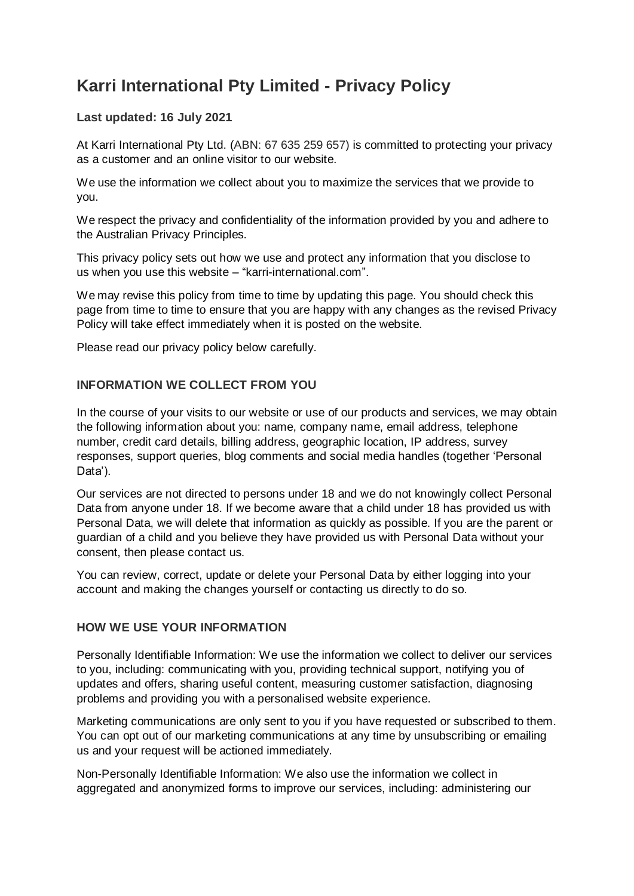# Karri International Pty Limited - Privacy Policy

**Last updated: 16 July 2021**

At Karri International Pty Ltd. (ABN: 67 635 259 657) is committed to protecting your privacy as a customer and an online visitor to our website.

We use the information we collect about you to maximize the services that we provide to you.

We respect the privacy and confidentiality of the information provided by you and adhere to the Australian Privacy Principles.

This privacy policy sets out how we use and protect any information that you disclose to us when you use this website – "karri-international.com".

We may revise this policy from time to time by updating this page. You should check this page from time to time to ensure that you are happy with any changes as the revised Privacy Policy will take effect immediately when it is posted on the website.

Please read our privacy policy below carefully.

### INFORMATION WE COLLECT FROM YOU

In the course of your visits to our website or use of our products and services, we may obtain the following information about you: name, company name, email address, telephone number, credit card details, billing address, geographic location, IP address, survey responses, support queries, blog comments and social media handles (together 'Personal Data').

Our services are not directed to persons under 18 and we do not knowingly collect Personal Data from anyone under 18. If we become aware that a child under 18 has provided us with Personal Data, we will delete that information as quickly as possible. If you are the parent or guardian of a child and you believe they have provided us with Personal Data without your consent, then please contact us.

You can review, correct, update or delete your Personal Data by either logging into your account and making the changes yourself or contacting us directly to do so.

### HOW WE USE YOUR INFORMATION

Personally Identifiable Information: We use the information we collect to deliver our services to you, including: communicating with you, providing technical support, notifying you of updates and offers, sharing useful content, measuring customer satisfaction, diagnosing problems and providing you with a personalised website experience.

Marketing communications are only sent to you if you have requested or subscribed to them. You can opt out of our marketing communications at any time by unsubscribing or emailing us and your request will be actioned immediately.

Non-Personally Identifiable Information: We also use the information we collect in aggregated and anonymized forms to improve our services, including: administering our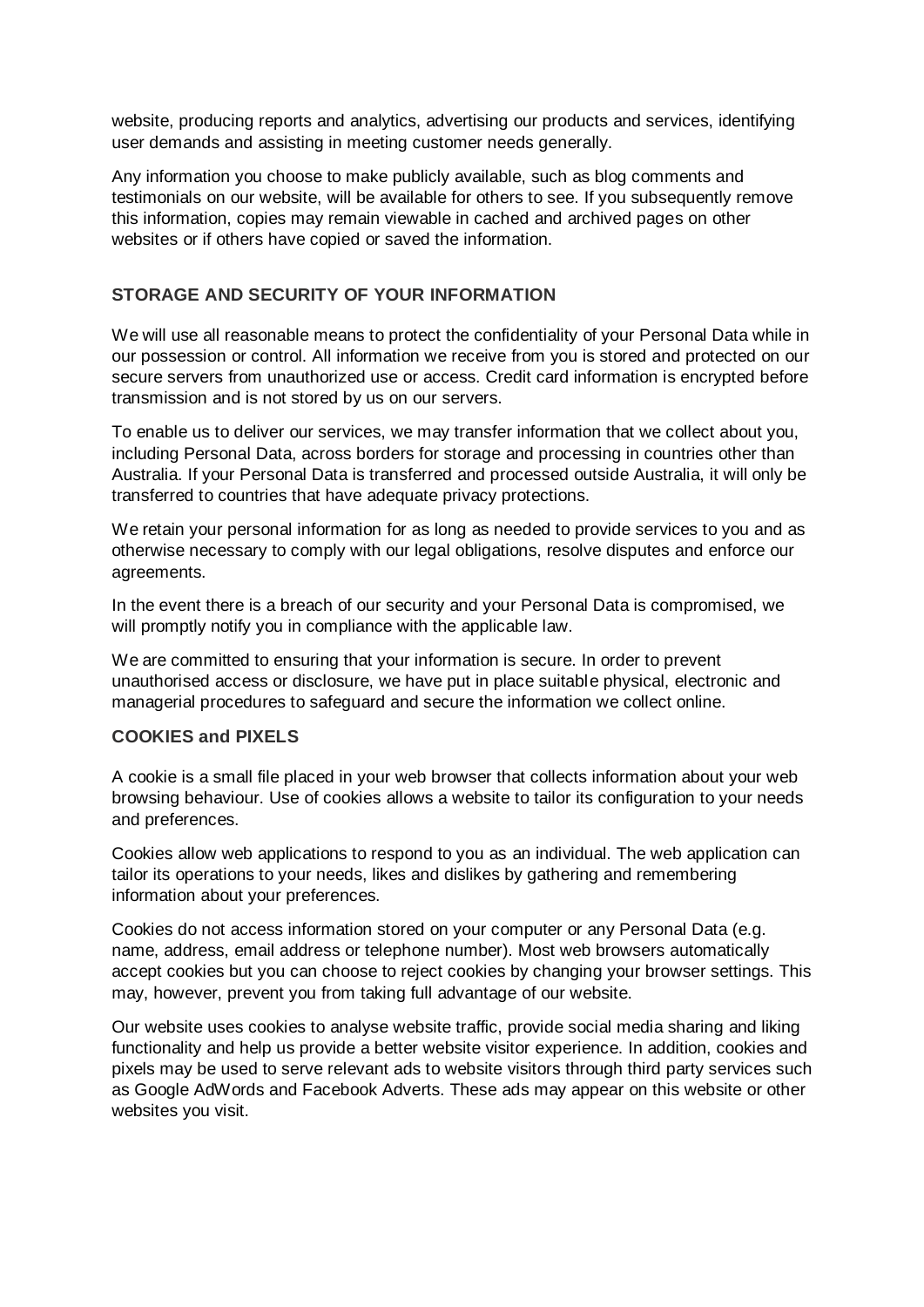website, producing reports and analytics, advertising our products and services, identifying user demands and assisting in meeting customer needs generally.

Any information you choose to make publicly available, such as blog comments and testimonials on our website, will be available for others to see. If you subsequently remove this information, copies may remain viewable in cached and archived pages on other websites or if others have copied or saved the information.

## STORAGE AND SECURITY OF YOUR INFORMATION

We will use all reasonable means to protect the confidentiality of your Personal Data while in our possession or control. All information we receive from you is stored and protected on our secure servers from unauthorized use or access. Credit card information is encrypted before transmission and is not stored by us on our servers.

To enable us to deliver our services, we may transfer information that we collect about you, including Personal Data, across borders for storage and processing in countries other than Australia. If your Personal Data is transferred and processed outside Australia, it will only be transferred to countries that have adequate privacy protections.

We retain your personal information for as long as needed to provide services to you and as otherwise necessary to comply with our legal obligations, resolve disputes and enforce our agreements.

In the event there is a breach of our security and your Personal Data is compromised, we will promptly notify you in compliance with the applicable law.

We are committed to ensuring that your information is secure. In order to prevent unauthorised access or disclosure, we have put in place suitable physical, electronic and managerial procedures to safeguard and secure the information we collect online.

## COOKIES and PIXELS

A cookie is a small file placed in your web browser that collects information about your web browsing behaviour. Use of cookies allows a website to tailor its configuration to your needs and preferences.

Cookies allow web applications to respond to you as an individual. The web application can tailor its operations to your needs, likes and dislikes by gathering and remembering information about your preferences.

Cookies do not access information stored on your computer or any Personal Data (e.g. name, address, email address or telephone number). Most web browsers automatically accept cookies but you can choose to reject cookies by changing your browser settings. This may, however, prevent you from taking full advantage of our website.

Our website uses cookies to analyse website traffic, provide social media sharing and liking functionality and help us provide a better website visitor experience. In addition, cookies and pixels may be used to serve relevant ads to website visitors through third party services such as Google AdWords and Facebook Adverts. These ads may appear on this website or other websites you visit.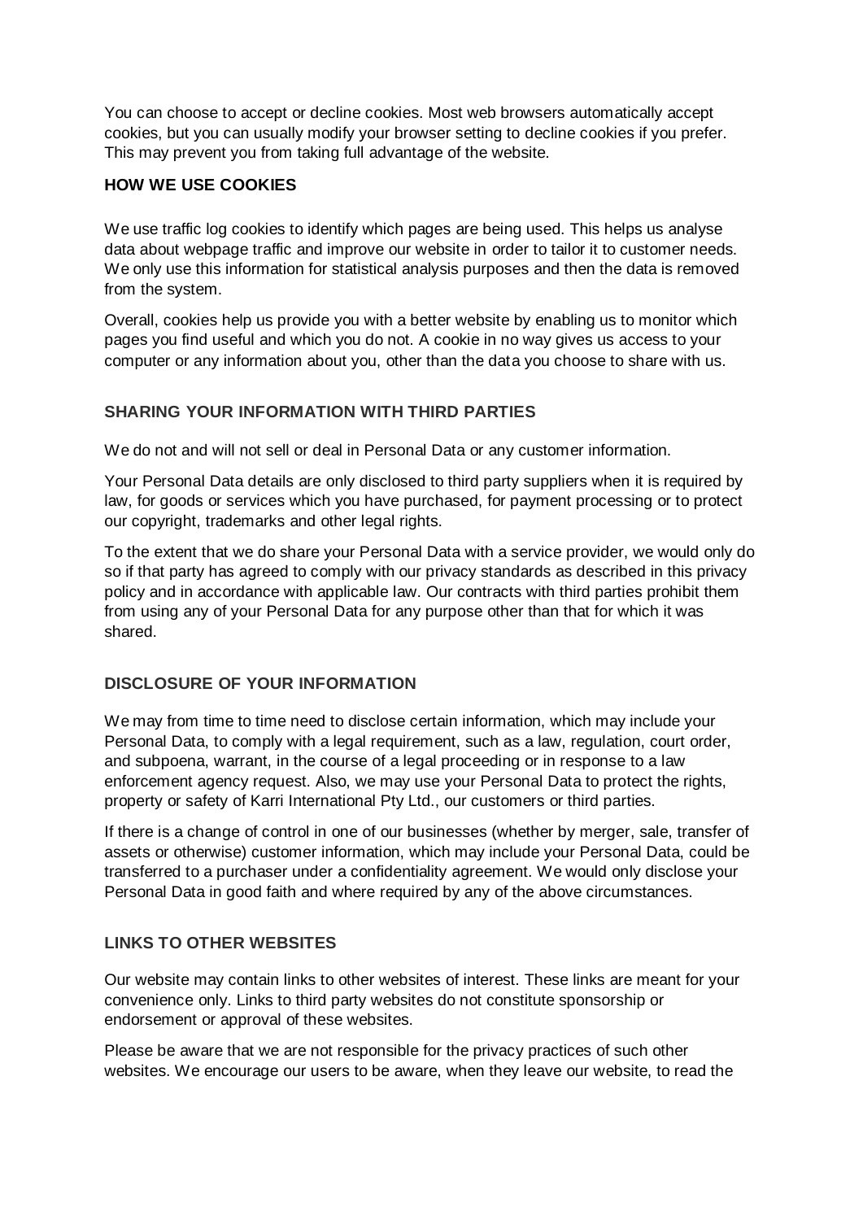You can choose to accept or decline cookies. Most web browsers automatically accept cookies, but you can usually modify your browser setting to decline cookies if you prefer. This may prevent you from taking full advantage of the website.

## HOW WE USE COOKIES

We use traffic log cookies to identify which pages are being used. This helps us analyse data about webpage traffic and improve our website in order to tailor it to customer needs. We only use this information for statistical analysis purposes and then the data is removed from the system.

Overall, cookies help us provide you with a better website by enabling us to monitor which pages you find useful and which you do not. A cookie in no way gives us access to your computer or any information about you, other than the data you choose to share with us.

## SHARING YOUR INFORMATION WITH THIRD PARTIES

We do not and will not sell or deal in Personal Data or any customer information.

Your Personal Data details are only disclosed to third party suppliers when it is required by law, for goods or services which you have purchased, for payment processing or to protect our copyright, trademarks and other legal rights.

To the extent that we do share your Personal Data with a service provider, we would only do so if that party has agreed to comply with our privacy standards as described in this privacy policy and in accordance with applicable law. Our contracts with third parties prohibit them from using any of your Personal Data for any purpose other than that for which it was shared.

## DISCLOSURE OF YOUR INFORMATION

We may from time to time need to disclose certain information, which may include your Personal Data, to comply with a legal requirement, such as a law, regulation, court order, and subpoena, warrant, in the course of a legal proceeding or in response to a law enforcement agency request. Also, we may use your Personal Data to protect the rights, property or safety of Karri International Pty Ltd., our customers or third parties.

If there is a change of control in one of our businesses (whether by merger, sale, transfer of assets or otherwise) customer information, which may include your Personal Data, could be transferred to a purchaser under a confidentiality agreement. We would only disclose your Personal Data in good faith and where required by any of the above circumstances.

## LINKS TO OTHER WEBSITES

Our website may contain links to other websites of interest. These links are meant for your convenience only. Links to third party websites do not constitute sponsorship or endorsement or approval of these websites.

Please be aware that we are not responsible for the privacy practices of such other websites. We encourage our users to be aware, when they leave our website, to read the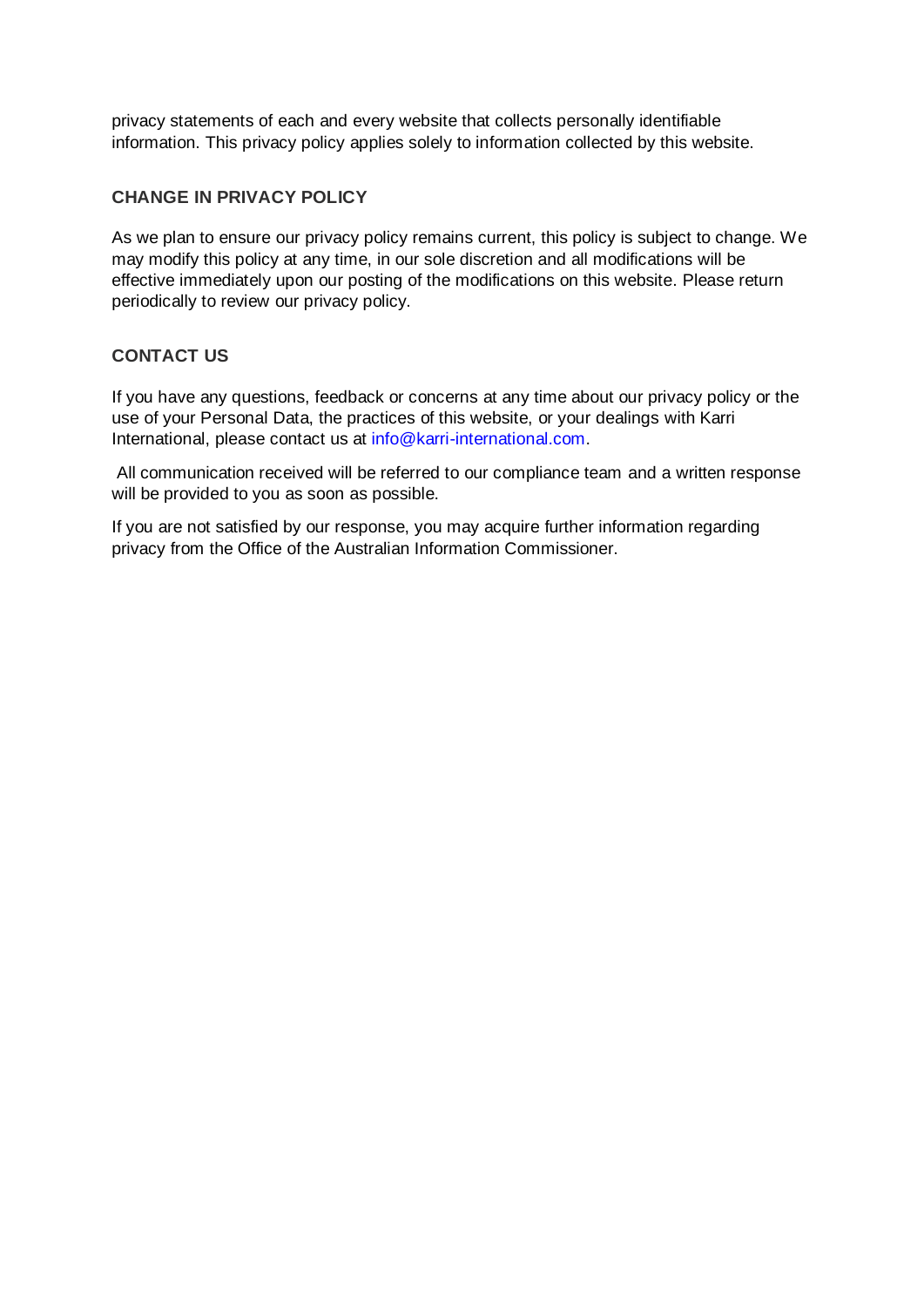privacy statements of each and every website that collects personally identifiable information. This privacy policy applies solely to information collected by this website.

## CHANGE IN PRIVACY POLICY

As we plan to ensure our privacy policy remains current, this policy is subject to change. We may modify this policy at any time, in our sole discretion and all modifications will be effective immediately upon our posting of the modifications on this website. Please return periodically to review our privacy policy.

## CONTACT US

If you have any questions, feedback or concerns at any time about our privacy policy or the use of your Personal Data, the practices of this website, or your dealings with Karri International, please contact us at info@karri-international.com.

All communication received will be referred to our compliance team and a written response will be provided to you as soon as possible.

If you are not satisfied by our response, you may acquire further information regarding privacy from the Office of the Australian Information Commissioner.